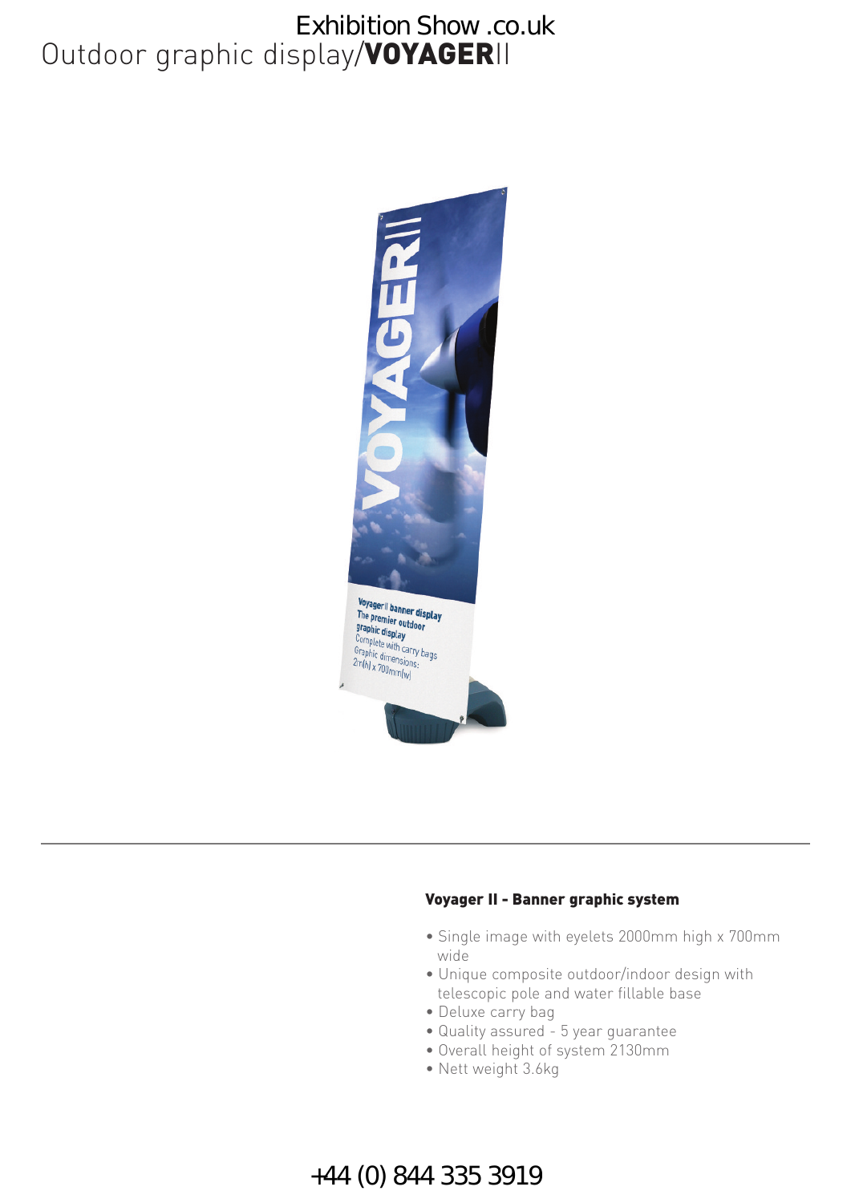Exhibition Show .co.uk

# Outdoor graphic display/**VOYAGER**II

### Voyager II - Banner graphic system

- Single image with eyelets 2000mm high x 700mm wide
- Unique composite outdoor/indoor design with telescopic pole and water fillable base
- Deluxe carry bag
- Quality assured - 5 year guarantee
- Overall height of system 2130mm
- Nett weight 3.6kg

+44 (0) 844 335 3919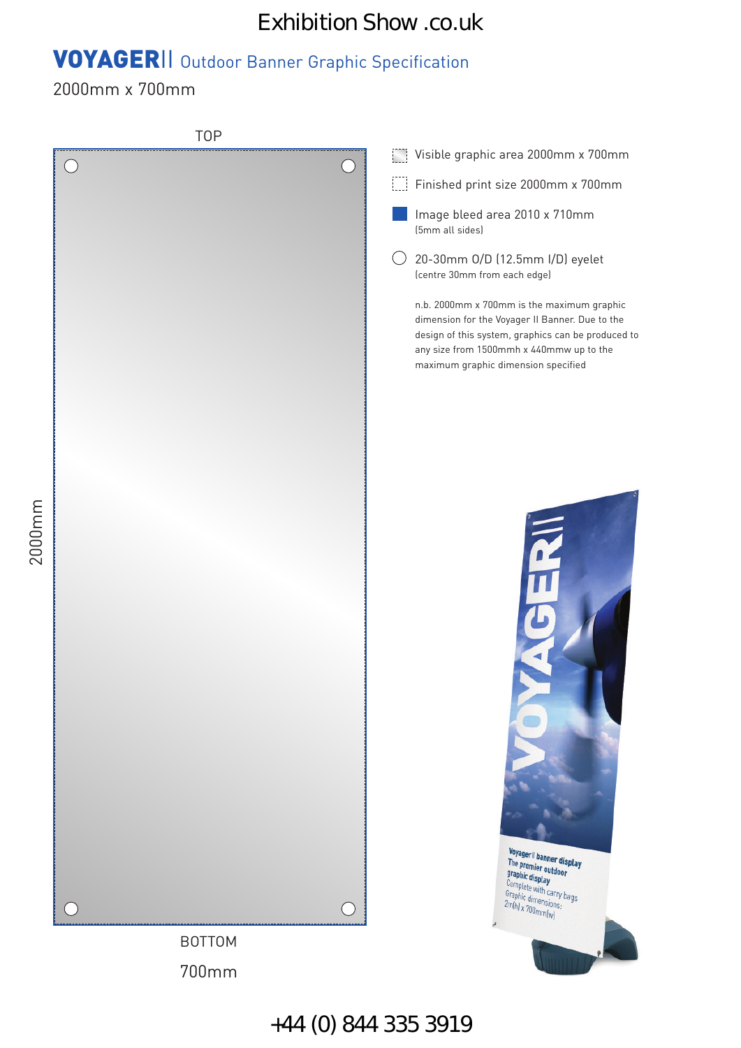Exhibition Show .co.uk

# VOYAGER|| Outdoor Banner Graphic Specification

2000mm x 700mm

TOP

2000mm

BOTTOM

700mm

- Visible graphic area 2000mm x 700mm
- Finished print size 2000mm x 700mm
- Image bleed area 2010 x 710mm
  (5mm all sides)
- 20-30mm O/D (12.5mm I/D) eyelet
  (centre 30mm from each edge)

n.b. 2000mm x 700mm is the maximum graphic dimension for the Voyager II Banner. Due to the design of this system, graphics can be produced to any size from 1500mmh x 440mmw up to the maximum graphic dimension specified

+44 (0) 844 335 3919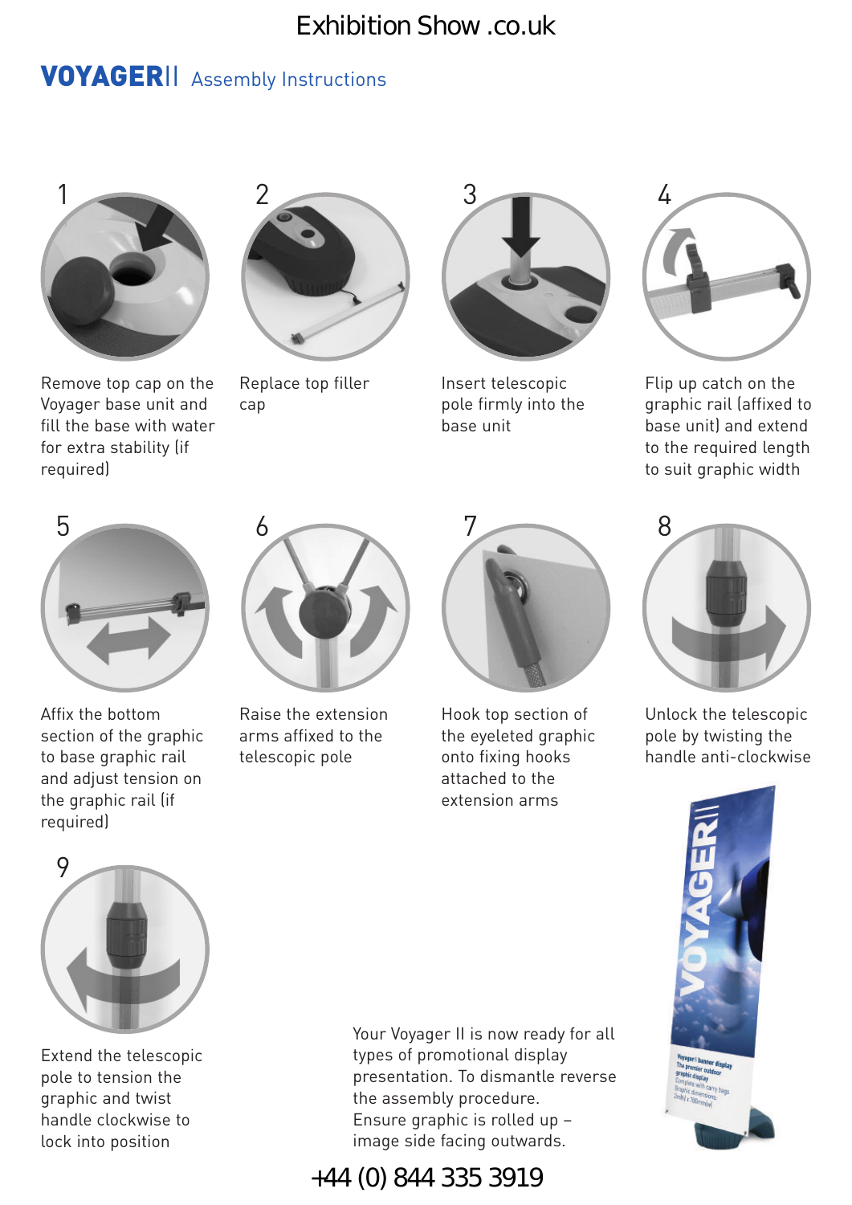Exhibition Show .co.uk

# VOYAGER|| Assembly Instructions

1. Remove top cap on the Voyager base unit and fill the base with water for extra stability (if required)

2. Replace top filler cap

3. Insert telescopic pole firmly into the base unit

4. Flip up catch on the graphic rail (affixed to base unit) and extend to the required length to suit graphic width

5. Affix the bottom section of the graphic to base graphic rail and adjust tension on the graphic rail (if required)

6. Raise the extension arms affixed to the telescopic pole

7. Hook top section of the eyeleted graphic onto fixing hooks attached to the extension arms

8. Unlock the telescopic pole by twisting the handle anti-clockwise

9. Extend the telescopic pole to tension the graphic and twist handle clockwise to lock into position

Your Voyager II is now ready for all types of promotional display presentation. To dismantle reverse the assembly procedure.
Ensure graphic is rolled up – image side facing outwards.

+44 (0) 844 335 3919